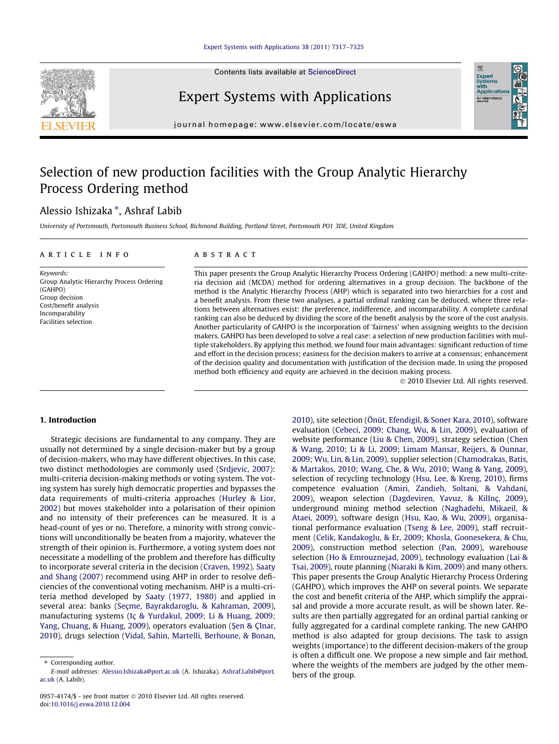# Selection of new production facilities with the Group Analytic Hierarchy Process Ordering method

Alessio Ishizaka *, Ashraf Labib

University of Portsmouth, Portsmouth Business School, Richmond Building, Portland Street, Portsmouth PO1 3DE, United Kingdom

## ARTICLE INFO

*Keywords:*
Group Analytic Hierarchy Process Ordering (GAHPO)
Group decision
Cost/benefit analysis
Incomparability
Facilities selection

## ABSTRACT

This paper presents the Group Analytic Hierarchy Process Ordering (GAHPO) method: a new multi-criteria decision aid (MCDA) method for ordering alternatives in a group decision. The backbone of the method is the Analytic Hierarchy Process (AHP) which is separated into two hierarchies for a cost and a benefit analysis. From these two analyses, a partial ordinal ranking can be deduced, where three relations between alternatives exist: the preference, indifference, and incomparability. A complete cardinal ranking can also be deduced by dividing the score of the benefit analysis by the score of the cost analysis. Another particularity of GAHPO is the incorporation of 'fairness' when assigning weights to the decision makers. GAHPO has been developed to solve a real case: a selection of new production facilities with multiple stakeholders. By applying this method, we found four main advantages: significant reduction of time and effort in the decision process; easiness for the decision makers to arrive at a consensus; enhancement of the decision quality and documentation with justification of the decision made. In using the proposed method both efficiency and equity are achieved in the decision making process.

© 2010 Elsevier Ltd. All rights reserved.

## 1. Introduction

Strategic decisions are fundamental to any company. They are usually not determined by a single decision-maker but by a group of decision-makers, who may have different objectives. In this case, two distinct methodologies are commonly used (Srdjevic, 2007): multi-criteria decision-making methods or voting system. The voting system has surely high democratic properties and bypasses the data requirements of multi-criteria approaches (Hurley & Lior, 2002) but moves stakeholder into a polarisation of their opinion and no intensity of their preferences can be measured. It is a head-count of yes or no. Therefore, a minority with strong convictions will unconditionally be beaten from a majority, whatever the strength of their opinion is. Furthermore, a voting system does not necessitate a modelling of the problem and therefore has difficulty to incorporate several criteria in the decision (Craven, 1992). Saaty and Shang (2007) recommend using AHP in order to resolve deficiencies of the conventional voting mechanism. AHP is a multi-criteria method developed by Saaty (1977, 1980) and applied in several area: banks (Seçme, Bayrakdaroglu, & Kahraman, 2009), manufacturing systems (Iç & Yurdakul, 2009; Li & Huang, 2009; Yang, Chuang, & Huang, 2009), operators evaluation (Şen & ÇInar, 2010), drugs selection (Vidal, Sahin, Martelli, Berhoune, & Bonan, 2010), site selection (Önüt, Efendigil, & Soner Kara, 2010), software evaluation (Cebeci, 2009; Chang, Wu, & Lin, 2009), evaluation of website performance (Liu & Chen, 2009), strategy selection (Chen & Wang, 2010; Li & Li, 2009; Limam Mansar, Reijers, & Ounnar, 2009; Wu, Lin, & Lin, 2009), supplier selection (Chamodrakas, Batis, & Martakos, 2010; Wang, Che, & Wu, 2010; Wang & Yang, 2009), selection of recycling technology (Hsu, Lee, & Kreng, 2010), firms competence evaluation (Amiri, Zandieh, Soltani, & Vahdani, 2009), weapon selection (Dagdeviren, Yavuz, & KilInç, 2009), underground mining method selection (Naghadehi, Mikaeil, & Ataei, 2009), software design (Hsu, Kao, & Wu, 2009), organisational performance evaluation (Tseng & Lee, 2009), staff recruitment (Celik, Kandakoglu, & Er, 2009; Khosla, Goonesekera, & Chu, 2009), construction method selection (Pan, 2009), warehouse selection (Ho & Emrouznejad, 2009), technology evaluation (Lai & Tsai, 2009), route planning (Niaraki & Kim, 2009) and many others. This paper presents the Group Analytic Hierarchy Process Ordering (GAHPO), which improves the AHP on several points. We separate the cost and benefit criteria of the AHP, which simplify the appraisal and provide a more accurate result, as will be shown later. Results are then partially aggregated for an ordinal partial ranking or fully aggregated for a cardinal complete ranking. The new GAHPO method is also adapted for group decisions. The task to assign weights (importance) to the different decision-makers of the group is often a difficult one. We propose a new simple and fair method, where the weights of the members are judged by the other members of the group.

* Corresponding author.
*E-mail addresses:* Alessio.Ishizaka@port.ac.uk (A. Ishizaka), Ashraf.Labib@port.ac.uk (A. Labib).

0957-4174/$ - see front matter © 2010 Elsevier Ltd. All rights reserved.
doi:10.1016/j.eswa.2010.12.004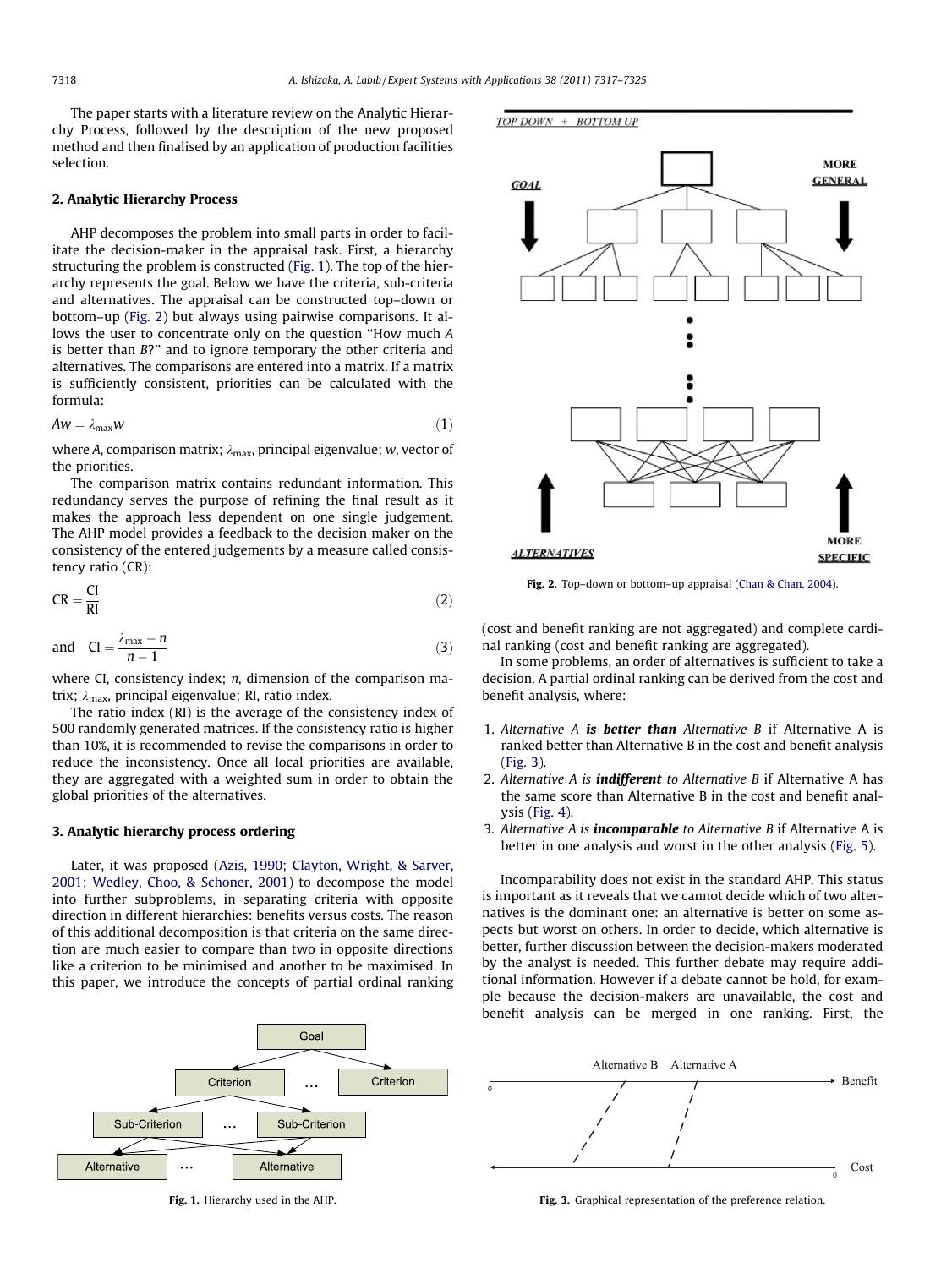The paper starts with a literature review on the Analytic Hierarchy Process, followed by the description of the new proposed method and then finalised by an application of production facilities selection.

## 2. Analytic Hierarchy Process

AHP decomposes the problem into small parts in order to facilitate the decision-maker in the appraisal task. First, a hierarchy structuring the problem is constructed (Fig. 1). The top of the hierarchy represents the goal. Below we have the criteria, sub-criteria and alternatives. The appraisal can be constructed top–down or bottom–up (Fig. 2) but always using pairwise comparisons. It allows the user to concentrate only on the question "How much *A* is better than *B*?" and to ignore temporary the other criteria and alternatives. The comparisons are entered into a matrix. If a matrix is sufficiently consistent, priorities can be calculated with the formula:

$$Aw = \lambda_{\max} w \tag{1}$$

where *A*, comparison matrix; $\lambda_{\max}$, principal eigenvalue; *w*, vector of the priorities.

The comparison matrix contains redundant information. This redundancy serves the purpose of refining the final result as it makes the approach less dependent on one single judgement. The AHP model provides a feedback to the decision maker on the consistency of the entered judgements by a measure called consistency ratio (CR):

$$\mathrm{CR} = \frac{\mathrm{CI}}{\mathrm{RI}} \tag{2}$$

$$\text{and} \quad \mathrm{CI} = \frac{\lambda_{\max} - n}{n - 1} \tag{3}$$

where CI, consistency index; *n*, dimension of the comparison matrix; $\lambda_{\max}$, principal eigenvalue; RI, ratio index.

The ratio index (RI) is the average of the consistency index of 500 randomly generated matrices. If the consistency ratio is higher than 10%, it is recommended to revise the comparisons in order to reduce the inconsistency. Once all local priorities are available, they are aggregated with a weighted sum in order to obtain the global priorities of the alternatives.

## 3. Analytic hierarchy process ordering

Later, it was proposed (Azis, 1990; Clayton, Wright, & Sarver, 2001; Wedley, Choo, & Schoner, 2001) to decompose the model into further subproblems, in separating criteria with opposite direction in different hierarchies: benefits versus costs. The reason of this additional decomposition is that criteria on the same direction are much easier to compare than two in opposite directions like a criterion to be minimised and another to be maximised. In this paper, we introduce the concepts of partial ordinal ranking (cost and benefit ranking are not aggregated) and complete cardinal ranking (cost and benefit ranking are aggregated).

In some problems, an order of alternatives is sufficient to take a decision. A partial ordinal ranking can be derived from the cost and benefit analysis, where:

1. *Alternative A* ***is better than*** *Alternative B* if Alternative A is ranked better than Alternative B in the cost and benefit analysis (Fig. 3).
2. *Alternative A is* ***indifferent*** *to Alternative B* if Alternative A has the same score than Alternative B in the cost and benefit analysis (Fig. 4).
3. *Alternative A is* ***incomparable*** *to Alternative B* if Alternative A is better in one analysis and worst in the other analysis (Fig. 5).

Incomparability does not exist in the standard AHP. This status is important as it reveals that we cannot decide which of two alternatives is the dominant one: an alternative is better on some aspects but worst on others. In order to decide, which alternative is better, further discussion between the decision-makers moderated by the analyst is needed. This further debate may require additional information. However if a debate cannot be hold, for example because the decision-makers are unavailable, the cost and benefit analysis can be merged in one ranking. First, the

Fig. 1. Hierarchy used in the AHP.

Fig. 2. Top–down or bottom–up appraisal (Chan & Chan, 2004).

Fig. 3. Graphical representation of the preference relation.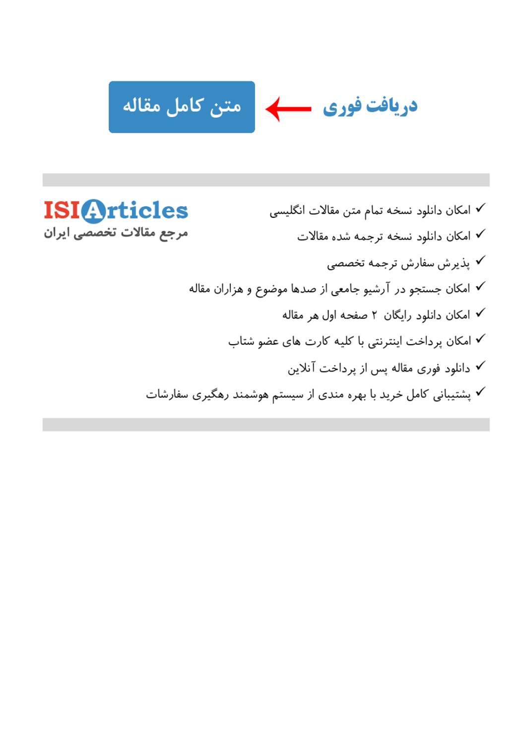متن کامل مقاله ← دریافت فوری

ISIArticles
مرجع مقالات تخصصی ایران

- ✓ امکان دانلود نسخه تمام متن مقالات انگلیسی
- ✓ امکان دانلود نسخه ترجمه شده مقالات
- ✓ پذیرش سفارش ترجمه تخصصی
- ✓ امکان جستجو در آرشیو جامعی از صدها موضوع و هزاران مقاله
- ✓ امکان دانلود رایگان ۲ صفحه اول هر مقاله
- ✓ امکان پرداخت اینترنتی با کلیه کارت های عضو شتاب
- ✓ دانلود فوری مقاله پس از پرداخت آنلاین
- ✓ پشتیبانی کامل خرید با بهره مندی از سیستم هوشمند رهگیری سفارشات